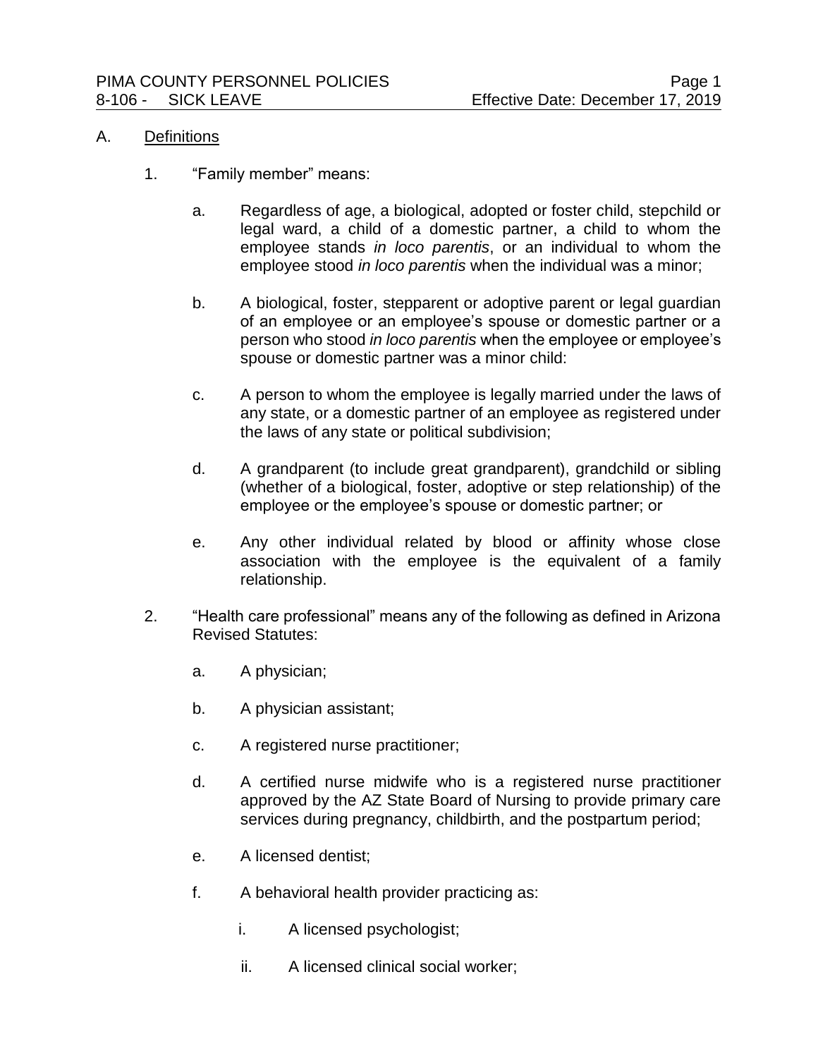A. Definitions

1. "Family member" means:

   a. Regardless of age, a biological, adopted or foster child, stepchild or legal ward, a child of a domestic partner, a child to whom the employee stands *in loco parentis*, or an individual to whom the employee stood *in loco parentis* when the individual was a minor;

   b. A biological, foster, stepparent or adoptive parent or legal guardian of an employee or an employee's spouse or domestic partner or a person who stood *in loco parentis* when the employee or employee's spouse or domestic partner was a minor child:

   c. A person to whom the employee is legally married under the laws of any state, or a domestic partner of an employee as registered under the laws of any state or political subdivision;

   d. A grandparent (to include great grandparent), grandchild or sibling (whether of a biological, foster, adoptive or step relationship) of the employee or the employee's spouse or domestic partner; or

   e. Any other individual related by blood or affinity whose close association with the employee is the equivalent of a family relationship.

2. "Health care professional" means any of the following as defined in Arizona Revised Statutes:

   a. A physician;

   b. A physician assistant;

   c. A registered nurse practitioner;

   d. A certified nurse midwife who is a registered nurse practitioner approved by the AZ State Board of Nursing to provide primary care services during pregnancy, childbirth, and the postpartum period;

   e. A licensed dentist;

   f. A behavioral health provider practicing as:

      i. A licensed psychologist;

      ii. A licensed clinical social worker;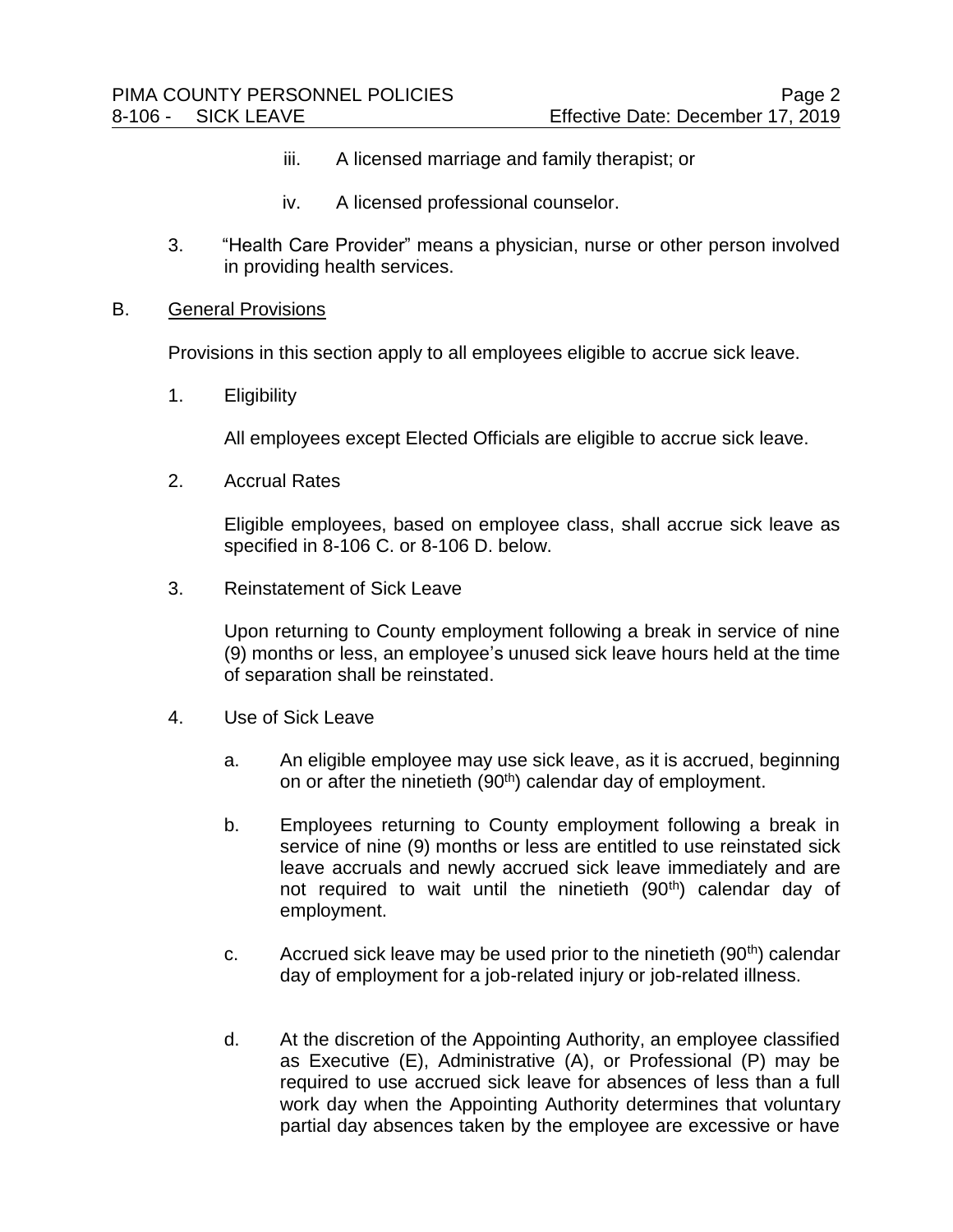iii. A licensed marriage and family therapist; or

iv. A licensed professional counselor.

3. "Health Care Provider" means a physician, nurse or other person involved in providing health services.

B. General Provisions

Provisions in this section apply to all employees eligible to accrue sick leave.

1. Eligibility

   All employees except Elected Officials are eligible to accrue sick leave.

2. Accrual Rates

   Eligible employees, based on employee class, shall accrue sick leave as specified in 8-106 C. or 8-106 D. below.

3. Reinstatement of Sick Leave

   Upon returning to County employment following a break in service of nine (9) months or less, an employee's unused sick leave hours held at the time of separation shall be reinstated.

4. Use of Sick Leave

   a. An eligible employee may use sick leave, as it is accrued, beginning on or after the ninetieth (90th) calendar day of employment.

   b. Employees returning to County employment following a break in service of nine (9) months or less are entitled to use reinstated sick leave accruals and newly accrued sick leave immediately and are not required to wait until the ninetieth (90th) calendar day of employment.

   c. Accrued sick leave may be used prior to the ninetieth (90th) calendar day of employment for a job-related injury or job-related illness.

   d. At the discretion of the Appointing Authority, an employee classified as Executive (E), Administrative (A), or Professional (P) may be required to use accrued sick leave for absences of less than a full work day when the Appointing Authority determines that voluntary partial day absences taken by the employee are excessive or have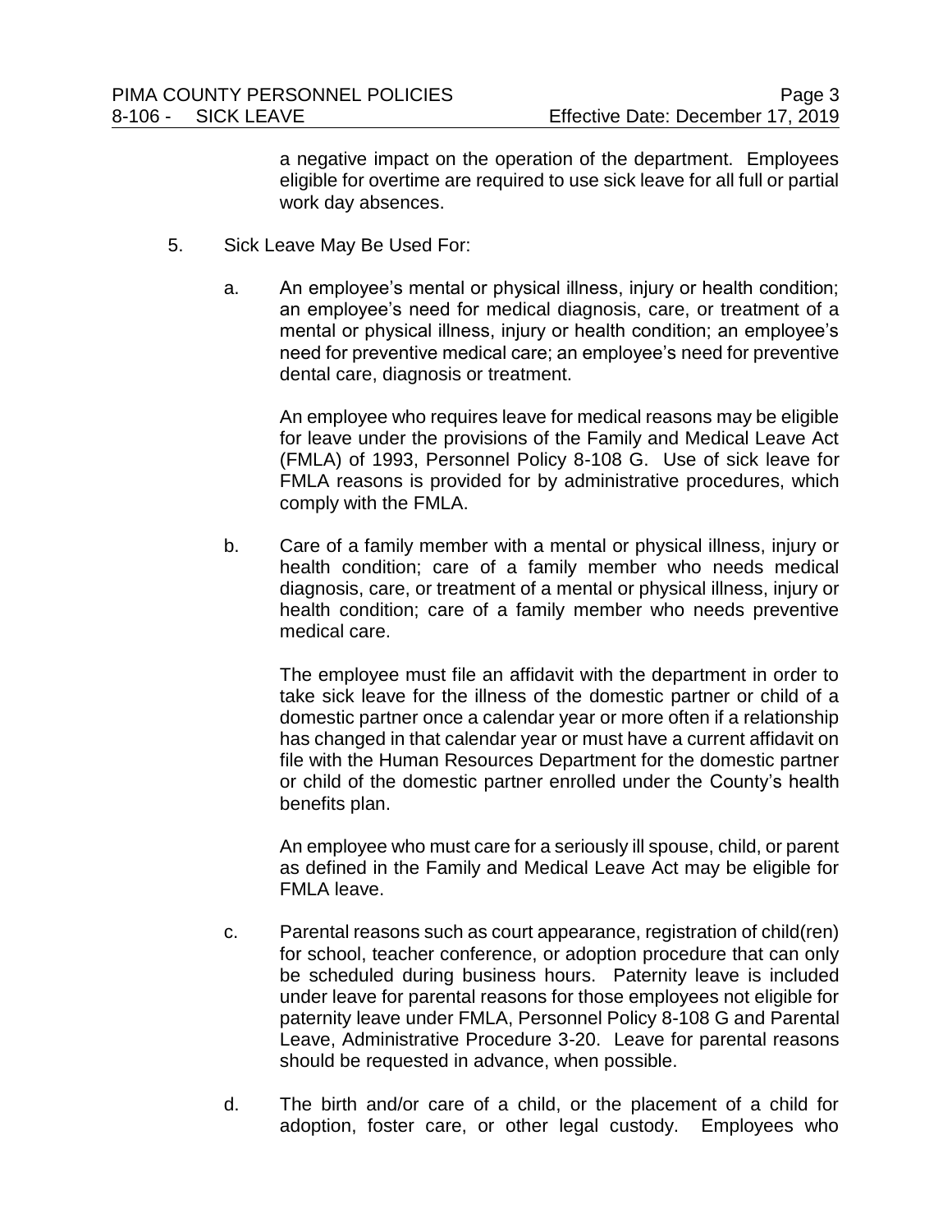a negative impact on the operation of the department. Employees eligible for overtime are required to use sick leave for all full or partial work day absences.

5. Sick Leave May Be Used For:

   a. An employee's mental or physical illness, injury or health condition; an employee's need for medical diagnosis, care, or treatment of a mental or physical illness, injury or health condition; an employee's need for preventive medical care; an employee's need for preventive dental care, diagnosis or treatment.

      An employee who requires leave for medical reasons may be eligible for leave under the provisions of the Family and Medical Leave Act (FMLA) of 1993, Personnel Policy 8-108 G. Use of sick leave for FMLA reasons is provided for by administrative procedures, which comply with the FMLA.

   b. Care of a family member with a mental or physical illness, injury or health condition; care of a family member who needs medical diagnosis, care, or treatment of a mental or physical illness, injury or health condition; care of a family member who needs preventive medical care.

      The employee must file an affidavit with the department in order to take sick leave for the illness of the domestic partner or child of a domestic partner once a calendar year or more often if a relationship has changed in that calendar year or must have a current affidavit on file with the Human Resources Department for the domestic partner or child of the domestic partner enrolled under the County's health benefits plan.

      An employee who must care for a seriously ill spouse, child, or parent as defined in the Family and Medical Leave Act may be eligible for FMLA leave.

   c. Parental reasons such as court appearance, registration of child(ren) for school, teacher conference, or adoption procedure that can only be scheduled during business hours. Paternity leave is included under leave for parental reasons for those employees not eligible for paternity leave under FMLA, Personnel Policy 8-108 G and Parental Leave, Administrative Procedure 3-20. Leave for parental reasons should be requested in advance, when possible.

   d. The birth and/or care of a child, or the placement of a child for adoption, foster care, or other legal custody. Employees who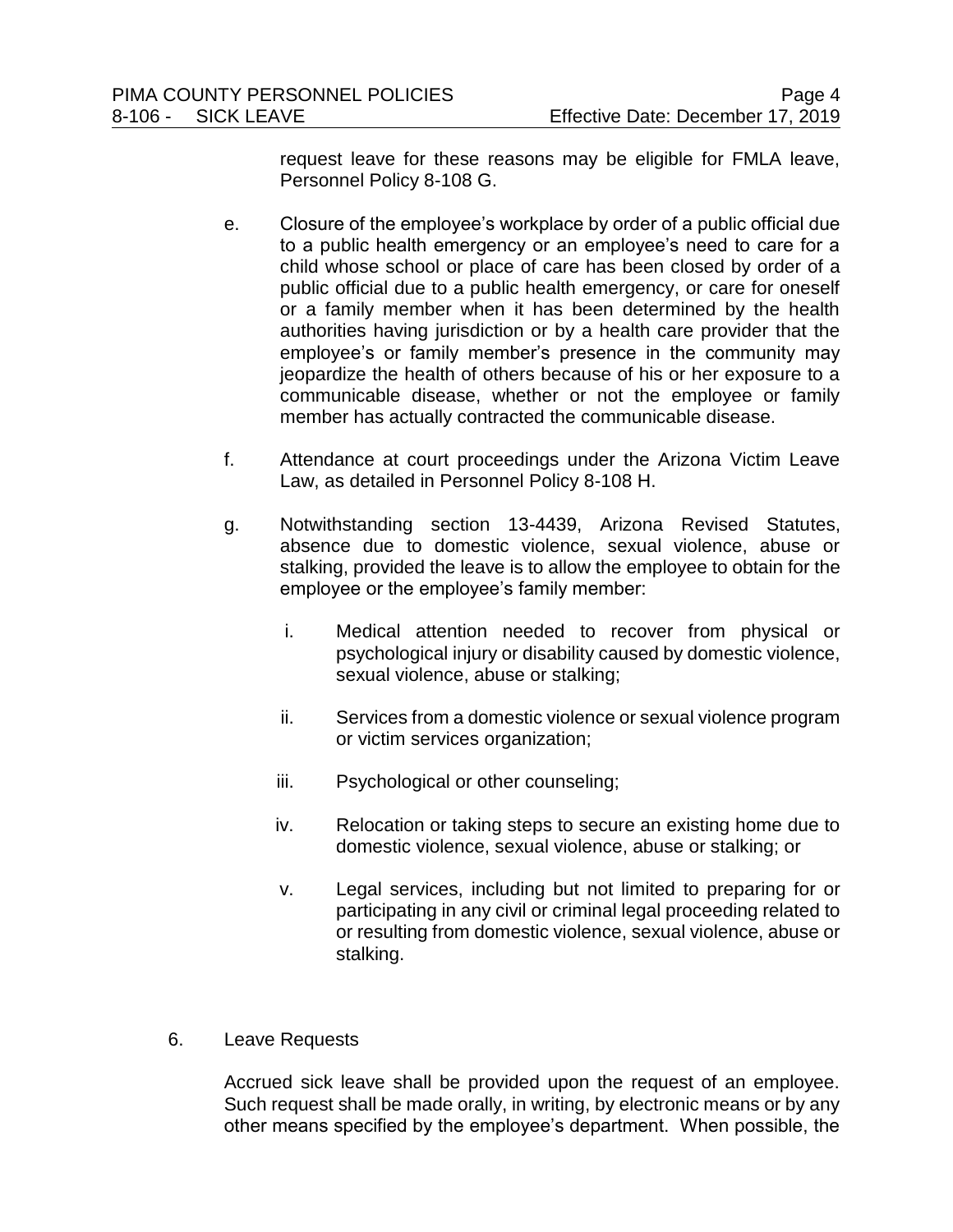request leave for these reasons may be eligible for FMLA leave, Personnel Policy 8-108 G.

e. Closure of the employee's workplace by order of a public official due to a public health emergency or an employee's need to care for a child whose school or place of care has been closed by order of a public official due to a public health emergency, or care for oneself or a family member when it has been determined by the health authorities having jurisdiction or by a health care provider that the employee's or family member's presence in the community may jeopardize the health of others because of his or her exposure to a communicable disease, whether or not the employee or family member has actually contracted the communicable disease.

f. Attendance at court proceedings under the Arizona Victim Leave Law, as detailed in Personnel Policy 8-108 H.

g. Notwithstanding section 13-4439, Arizona Revised Statutes, absence due to domestic violence, sexual violence, abuse or stalking, provided the leave is to allow the employee to obtain for the employee or the employee's family member:

   i. Medical attention needed to recover from physical or psychological injury or disability caused by domestic violence, sexual violence, abuse or stalking;

   ii. Services from a domestic violence or sexual violence program or victim services organization;

   iii. Psychological or other counseling;

   iv. Relocation or taking steps to secure an existing home due to domestic violence, sexual violence, abuse or stalking; or

   v. Legal services, including but not limited to preparing for or participating in any civil or criminal legal proceeding related to or resulting from domestic violence, sexual violence, abuse or stalking.

6. Leave Requests

Accrued sick leave shall be provided upon the request of an employee. Such request shall be made orally, in writing, by electronic means or by any other means specified by the employee's department. When possible, the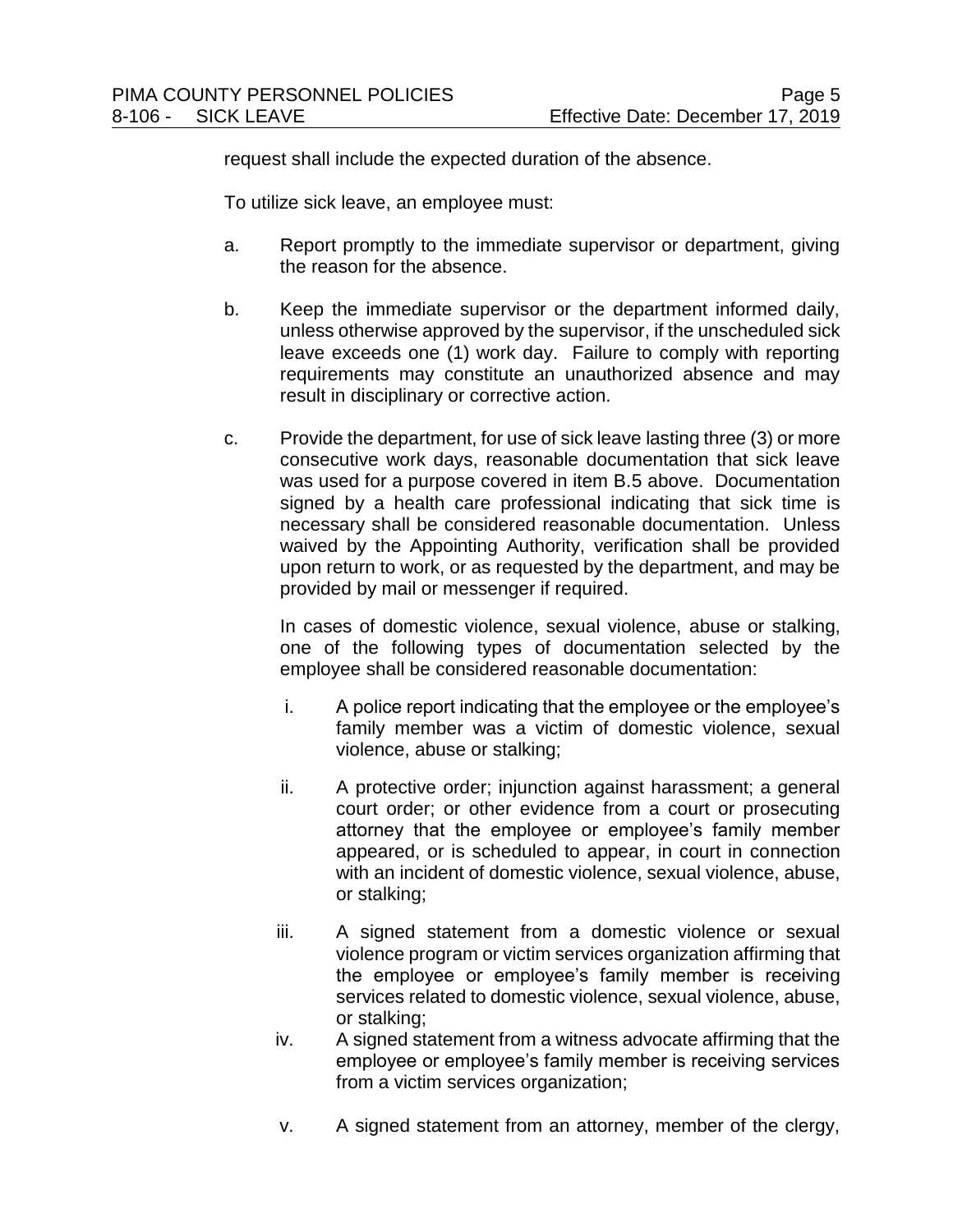request shall include the expected duration of the absence.

To utilize sick leave, an employee must:

a. Report promptly to the immediate supervisor or department, giving the reason for the absence.

b. Keep the immediate supervisor or the department informed daily, unless otherwise approved by the supervisor, if the unscheduled sick leave exceeds one (1) work day. Failure to comply with reporting requirements may constitute an unauthorized absence and may result in disciplinary or corrective action.

c. Provide the department, for use of sick leave lasting three (3) or more consecutive work days, reasonable documentation that sick leave was used for a purpose covered in item B.5 above. Documentation signed by a health care professional indicating that sick time is necessary shall be considered reasonable documentation. Unless waived by the Appointing Authority, verification shall be provided upon return to work, or as requested by the department, and may be provided by mail or messenger if required.

   In cases of domestic violence, sexual violence, abuse or stalking, one of the following types of documentation selected by the employee shall be considered reasonable documentation:

   i. A police report indicating that the employee or the employee's family member was a victim of domestic violence, sexual violence, abuse or stalking;

   ii. A protective order; injunction against harassment; a general court order; or other evidence from a court or prosecuting attorney that the employee or employee's family member appeared, or is scheduled to appear, in court in connection with an incident of domestic violence, sexual violence, abuse, or stalking;

   iii. A signed statement from a domestic violence or sexual violence program or victim services organization affirming that the employee or employee's family member is receiving services related to domestic violence, sexual violence, abuse, or stalking;

   iv. A signed statement from a witness advocate affirming that the employee or employee's family member is receiving services from a victim services organization;

   v. A signed statement from an attorney, member of the clergy,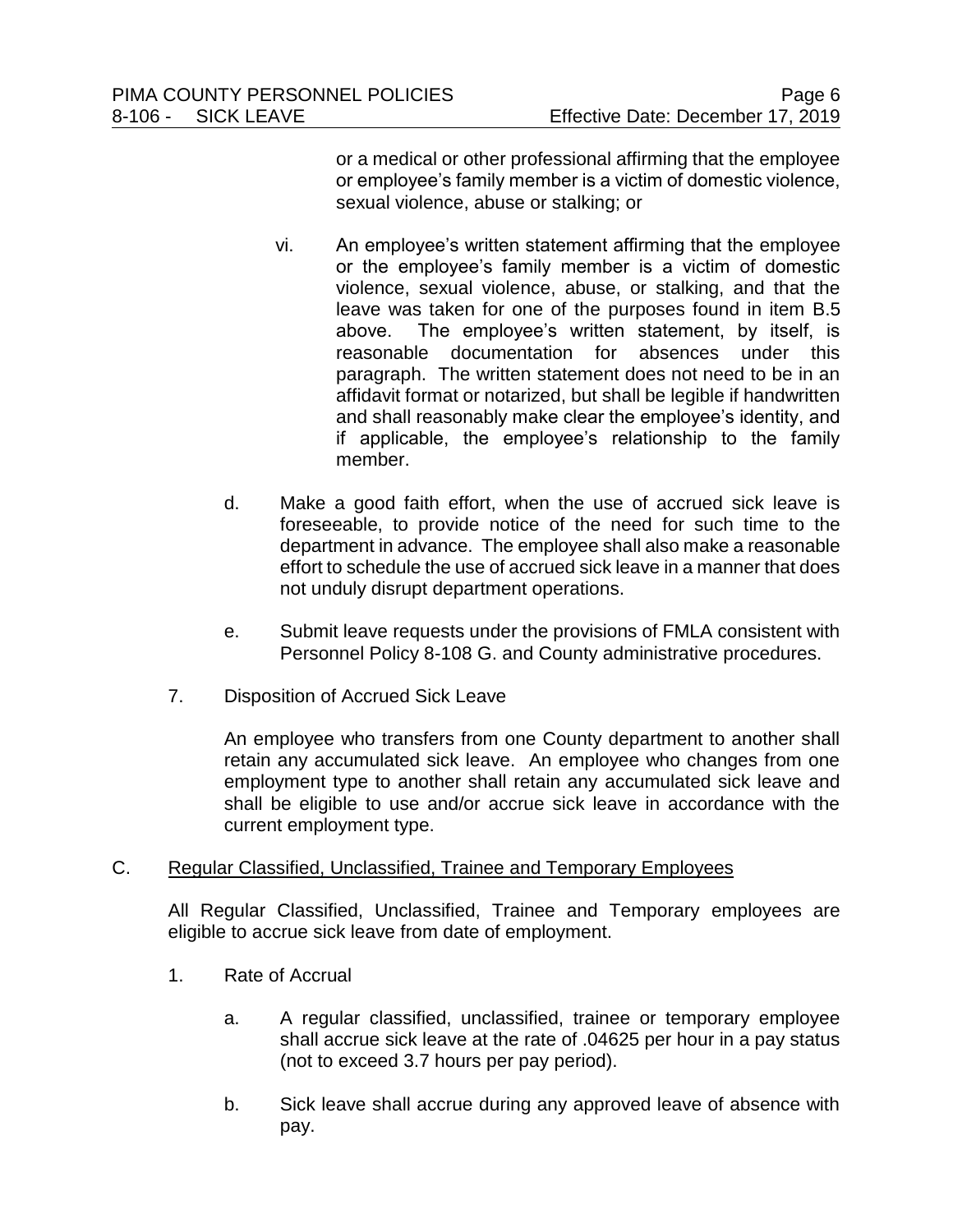or a medical or other professional affirming that the employee or employee's family member is a victim of domestic violence, sexual violence, abuse or stalking; or

vi. An employee's written statement affirming that the employee or the employee's family member is a victim of domestic violence, sexual violence, abuse, or stalking, and that the leave was taken for one of the purposes found in item B.5 above. The employee's written statement, by itself, is reasonable documentation for absences under this paragraph. The written statement does not need to be in an affidavit format or notarized, but shall be legible if handwritten and shall reasonably make clear the employee's identity, and if applicable, the employee's relationship to the family member.

d. Make a good faith effort, when the use of accrued sick leave is foreseeable, to provide notice of the need for such time to the department in advance. The employee shall also make a reasonable effort to schedule the use of accrued sick leave in a manner that does not unduly disrupt department operations.

e. Submit leave requests under the provisions of FMLA consistent with Personnel Policy 8-108 G. and County administrative procedures.

7. Disposition of Accrued Sick Leave

An employee who transfers from one County department to another shall retain any accumulated sick leave. An employee who changes from one employment type to another shall retain any accumulated sick leave and shall be eligible to use and/or accrue sick leave in accordance with the current employment type.

C. Regular Classified, Unclassified, Trainee and Temporary Employees

All Regular Classified, Unclassified, Trainee and Temporary employees are eligible to accrue sick leave from date of employment.

1. Rate of Accrual

a. A regular classified, unclassified, trainee or temporary employee shall accrue sick leave at the rate of .04625 per hour in a pay status (not to exceed 3.7 hours per pay period).

b. Sick leave shall accrue during any approved leave of absence with pay.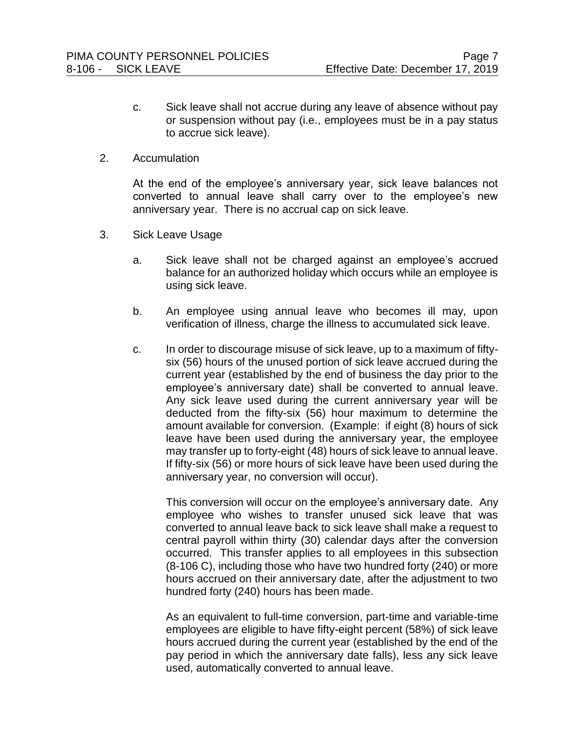c. Sick leave shall not accrue during any leave of absence without pay or suspension without pay (i.e., employees must be in a pay status to accrue sick leave).

2. Accumulation

At the end of the employee's anniversary year, sick leave balances not converted to annual leave shall carry over to the employee's new anniversary year. There is no accrual cap on sick leave.

3. Sick Leave Usage

a. Sick leave shall not be charged against an employee's accrued balance for an authorized holiday which occurs while an employee is using sick leave.

b. An employee using annual leave who becomes ill may, upon verification of illness, charge the illness to accumulated sick leave.

c. In order to discourage misuse of sick leave, up to a maximum of fifty-six (56) hours of the unused portion of sick leave accrued during the current year (established by the end of business the day prior to the employee's anniversary date) shall be converted to annual leave. Any sick leave used during the current anniversary year will be deducted from the fifty-six (56) hour maximum to determine the amount available for conversion. (Example: if eight (8) hours of sick leave have been used during the anniversary year, the employee may transfer up to forty-eight (48) hours of sick leave to annual leave. If fifty-six (56) or more hours of sick leave have been used during the anniversary year, no conversion will occur).

This conversion will occur on the employee's anniversary date. Any employee who wishes to transfer unused sick leave that was converted to annual leave back to sick leave shall make a request to central payroll within thirty (30) calendar days after the conversion occurred. This transfer applies to all employees in this subsection (8-106 C), including those who have two hundred forty (240) or more hours accrued on their anniversary date, after the adjustment to two hundred forty (240) hours has been made.

As an equivalent to full-time conversion, part-time and variable-time employees are eligible to have fifty-eight percent (58%) of sick leave hours accrued during the current year (established by the end of the pay period in which the anniversary date falls), less any sick leave used, automatically converted to annual leave.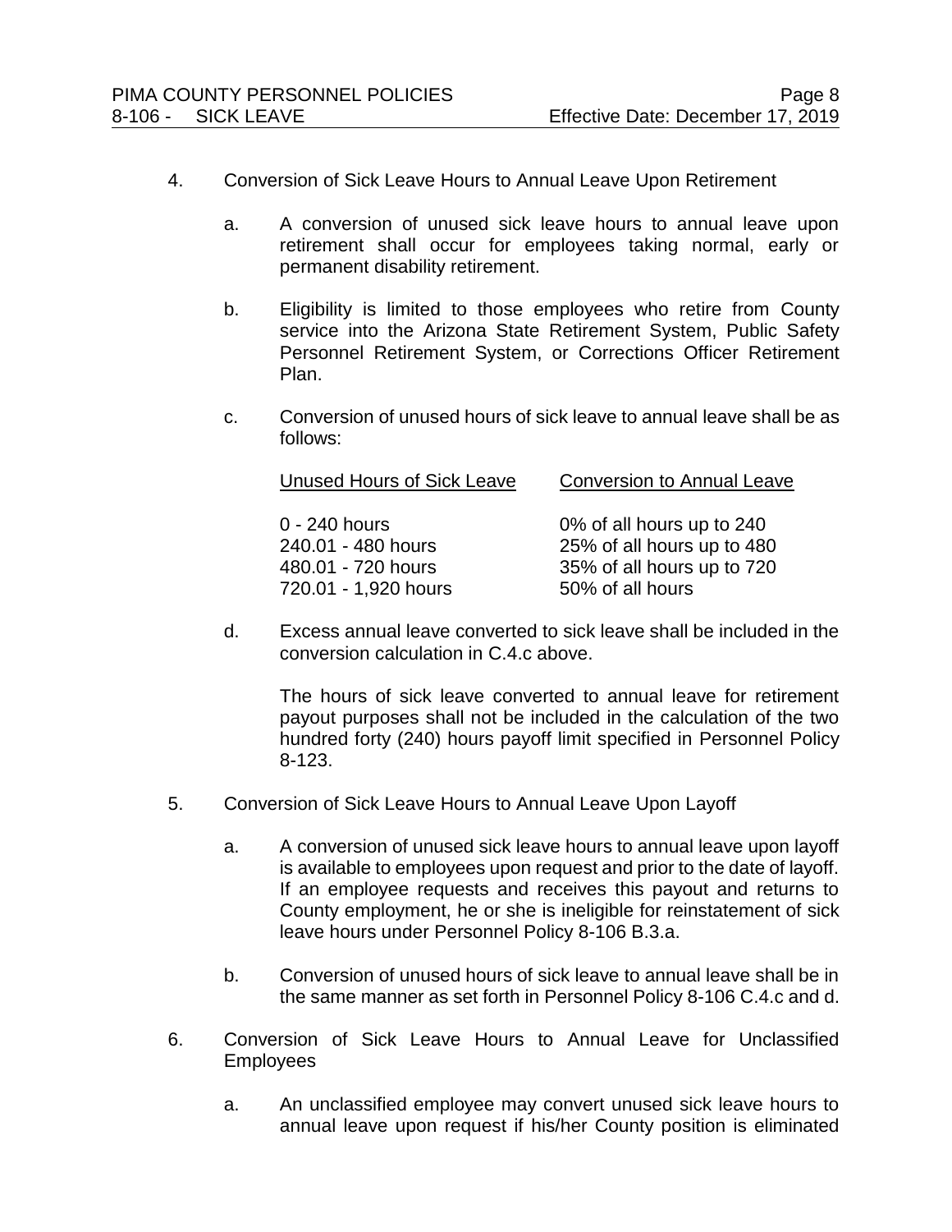4. Conversion of Sick Leave Hours to Annual Leave Upon Retirement

   a. A conversion of unused sick leave hours to annual leave upon retirement shall occur for employees taking normal, early or permanent disability retirement.

   b. Eligibility is limited to those employees who retire from County service into the Arizona State Retirement System, Public Safety Personnel Retirement System, or Corrections Officer Retirement Plan.

   c. Conversion of unused hours of sick leave to annual leave shall be as follows:

| Unused Hours of Sick Leave | Conversion to Annual Leave |
|---|---|
| 0 - 240 hours | 0% of all hours up to 240 |
| 240.01 - 480 hours | 25% of all hours up to 480 |
| 480.01 - 720 hours | 35% of all hours up to 720 |
| 720.01 - 1,920 hours | 50% of all hours |

   d. Excess annual leave converted to sick leave shall be included in the conversion calculation in C.4.c above.

      The hours of sick leave converted to annual leave for retirement payout purposes shall not be included in the calculation of the two hundred forty (240) hours payoff limit specified in Personnel Policy 8-123.

5. Conversion of Sick Leave Hours to Annual Leave Upon Layoff

   a. A conversion of unused sick leave hours to annual leave upon layoff is available to employees upon request and prior to the date of layoff. If an employee requests and receives this payout and returns to County employment, he or she is ineligible for reinstatement of sick leave hours under Personnel Policy 8-106 B.3.a.

   b. Conversion of unused hours of sick leave to annual leave shall be in the same manner as set forth in Personnel Policy 8-106 C.4.c and d.

6. Conversion of Sick Leave Hours to Annual Leave for Unclassified Employees

   a. An unclassified employee may convert unused sick leave hours to annual leave upon request if his/her County position is eliminated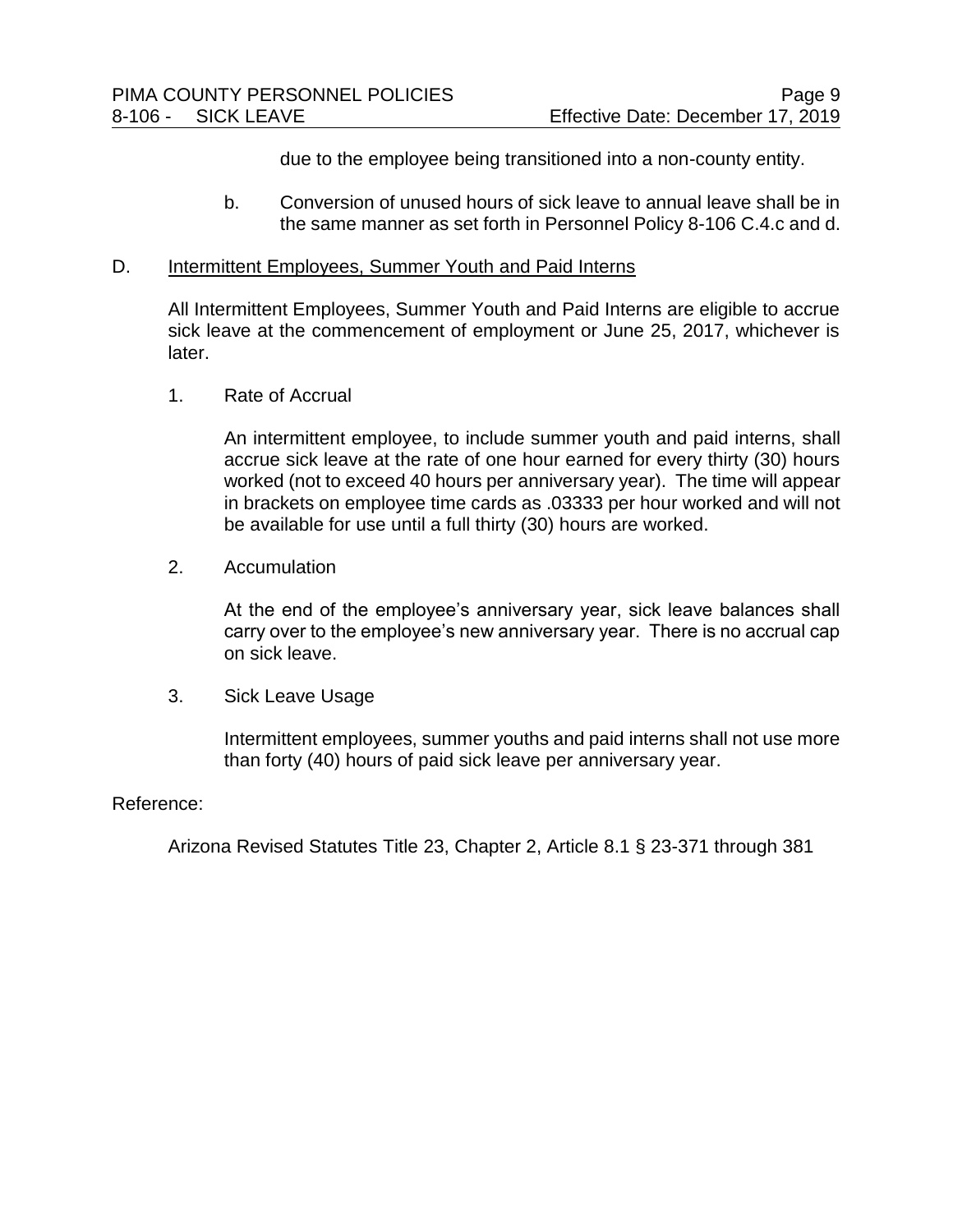due to the employee being transitioned into a non-county entity.

b. Conversion of unused hours of sick leave to annual leave shall be in the same manner as set forth in Personnel Policy 8-106 C.4.c and d.

D. Intermittent Employees, Summer Youth and Paid Interns

All Intermittent Employees, Summer Youth and Paid Interns are eligible to accrue sick leave at the commencement of employment or June 25, 2017, whichever is later.

1. Rate of Accrual

An intermittent employee, to include summer youth and paid interns, shall accrue sick leave at the rate of one hour earned for every thirty (30) hours worked (not to exceed 40 hours per anniversary year). The time will appear in brackets on employee time cards as .03333 per hour worked and will not be available for use until a full thirty (30) hours are worked.

2. Accumulation

At the end of the employee's anniversary year, sick leave balances shall carry over to the employee's new anniversary year. There is no accrual cap on sick leave.

3. Sick Leave Usage

Intermittent employees, summer youths and paid interns shall not use more than forty (40) hours of paid sick leave per anniversary year.

Reference:

Arizona Revised Statutes Title 23, Chapter 2, Article 8.1 § 23-371 through 381